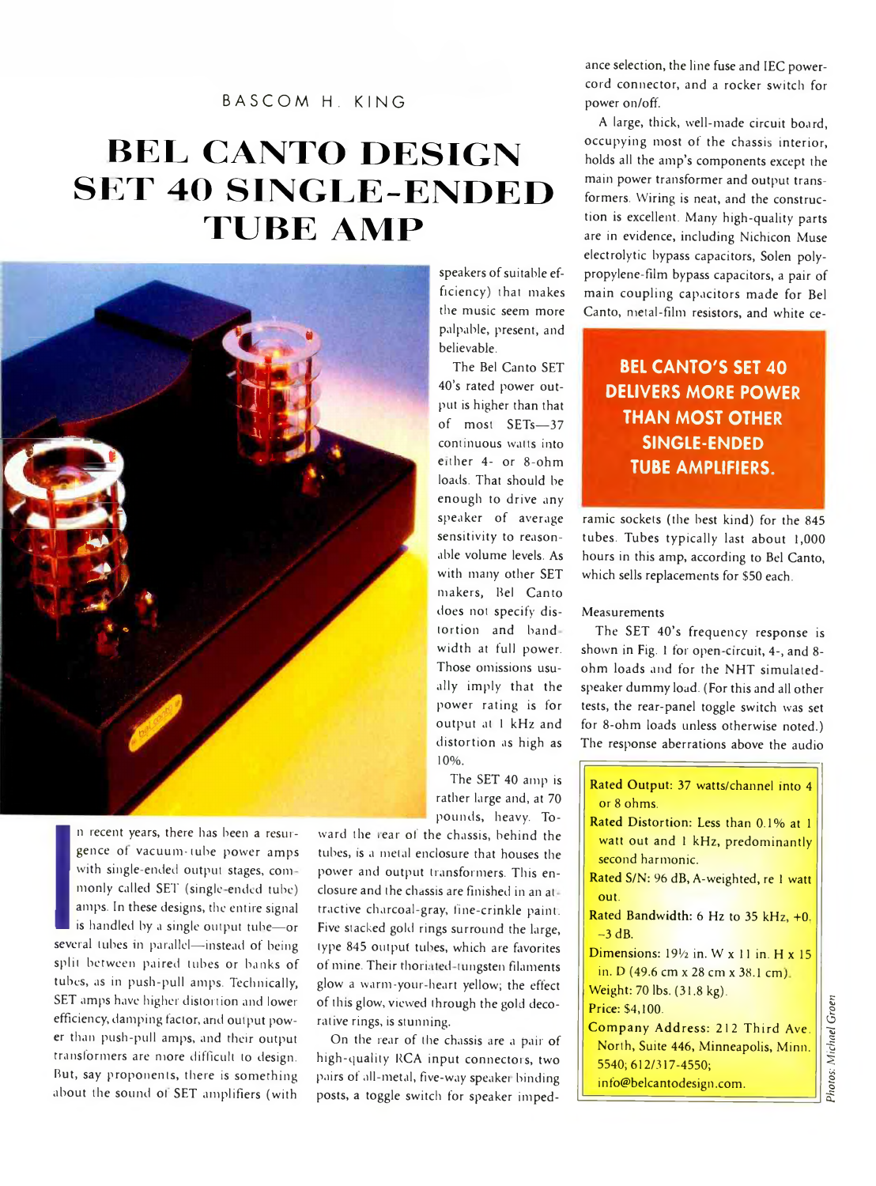BASCOM H. KING

# BEL CANTO DESIGN SET 40 SINGLE-ENDED TUBE AMP

In recent years, there has been a resurgence of vacuum-tube power amps with single-ended output stages, commonly called SET (single-ended tube) amps. In these designs, the entire signal is handled by a single output tube—or several tubes in parallel—instead of being split between paired tubes or banks of tubes, as in push-pull amps. Technically, SET amps have higher distortion and lower efficiency, damping factor, and output power than push-pull amps, and their output transformers are more difficult to design. But, say proponents, there is something about the sound of SET amplifiers (with speakers of suitable efficiency) that makes the music seem more palpable, present, and believable.

The Bel Canto SET 40's rated power output is higher than that of most SETs—37 continuous watts into either 4- or 8-ohm loads. That should be enough to drive any speaker of average sensitivity to reasonable volume levels. As with many other SET makers, Bel Canto does not specify distortion and bandwidth at full power. Those omissions usually imply that the power rating is for output at 1 kHz and distortion as high as 10%.

The SET 40 amp is rather large and, at 70 pounds, heavy. Toward the rear of the chassis, behind the tubes, is a metal enclosure that houses the power and output transformers. This enclosure and the chassis are finished in an attractive charcoal-gray, fine-crinkle paint. Five stacked gold rings surround the large, type 845 output tubes, which are favorites of mine. Their thoriated-tungsten filaments glow a warm-your-heart yellow; the effect of this glow, viewed through the gold decorative rings, is stunning.

On the rear of the chassis are a pair of high-quality RCA input connectors, two pairs of all-metal, five-way speaker binding posts, a toggle switch for speaker impedance selection, the line fuse and IEC power-cord connector, and a rocker switch for power on/off.

A large, thick, well-made circuit board, occupying most of the chassis interior, holds all the amp's components except the main power transformer and output transformers. Wiring is neat, and the construction is excellent. Many high-quality parts are in evidence, including Nichicon Muse electrolytic bypass capacitors, Solen polypropylene-film bypass capacitors, a pair of main coupling capacitors made for Bel Canto, metal-film resistors, and white ceramic sockets (the best kind) for the 845 tubes. Tubes typically last about 1,000 hours in this amp, according to Bel Canto, which sells replacements for $50 each.

**BEL CANTO'S SET 40 DELIVERS MORE POWER THAN MOST OTHER SINGLE-ENDED TUBE AMPLIFIERS.**

## Measurements

The SET 40's frequency response is shown in Fig. 1 for open-circuit, 4-, and 8-ohm loads and for the NHT simulated-speaker dummy load. (For this and all other tests, the rear-panel toggle switch was set for 8-ohm loads unless otherwise noted.) The response aberrations above the audio

**Rated Output:** 37 watts/channel into 4 or 8 ohms.

**Rated Distortion:** Less than 0.1% at 1 watt out and 1 kHz, predominantly second harmonic.

**Rated S/N:** 96 dB, A-weighted, re 1 watt out.

**Rated Bandwidth:** 6 Hz to 35 kHz, +0, –3 dB.

**Dimensions:** 19½ in. W x 11 in. H x 15 in. D (49.6 cm x 28 cm x 38.1 cm).

**Weight:** 70 lbs. (31.8 kg).

**Price:** $4,100.

**Company Address:** 212 Third Ave. North, Suite 446, Minneapolis, Minn. 5540; 612/317-4550; info@belcantodesign.com.

Photos: Michael Groen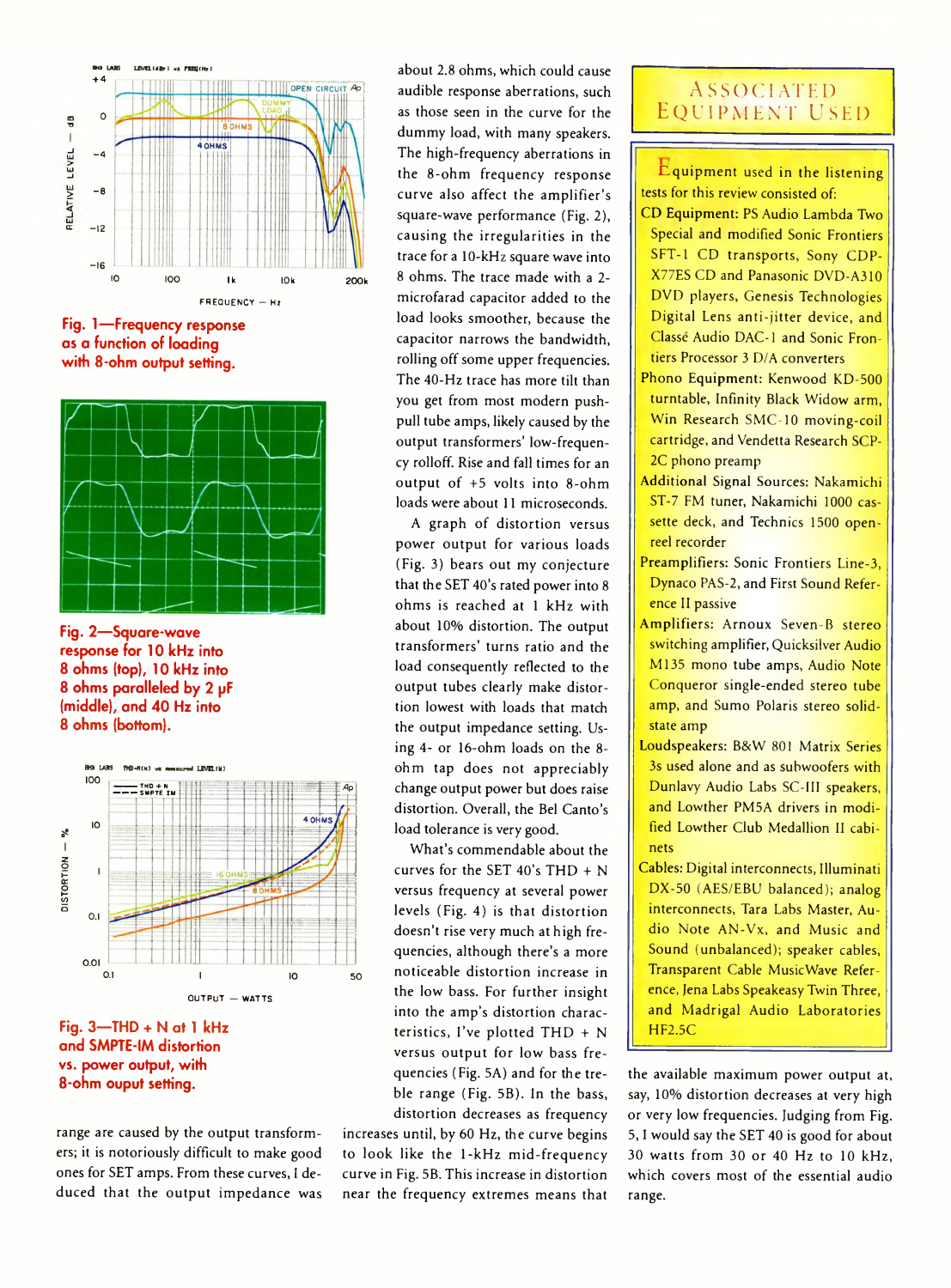Fig. 1—Frequency response as a function of loading with 8-ohm output setting.

Fig. 2—Square-wave response for 10 kHz into 8 ohms (top), 10 kHz into 8 ohms paralleled by 2 µF (middle), and 40 Hz into 8 ohms (bottom).

Fig. 3—THD + N at 1 kHz and SMPTE-IM distortion vs. power output, with 8-ohm ouput setting.

range are caused by the output transformers; it is notoriously difficult to make good ones for SET amps. From these curves, I deduced that the output impedance was about 2.8 ohms, which could cause audible response aberrations, such as those seen in the curve for the dummy load, with many speakers. The high-frequency aberrations in the 8-ohm frequency response curve also affect the amplifier's square-wave performance (Fig. 2), causing the irregularities in the trace for a 10-kHz square wave into 8 ohms. The trace made with a 2-microfarad capacitor added to the load looks smoother, because the capacitor narrows the bandwidth, rolling off some upper frequencies. The 40-Hz trace has more tilt than you get from most modern push-pull tube amps, likely caused by the output transformers' low-frequency rolloff. Rise and fall times for an output of +5 volts into 8-ohm loads were about 11 microseconds.

A graph of distortion versus power output for various loads (Fig. 3) bears out my conjecture that the SET 40's rated power into 8 ohms is reached at 1 kHz with about 10% distortion. The output transformers' turns ratio and the load consequently reflected to the output tubes clearly make distortion lowest with loads that match the output impedance setting. Using 4- or 16-ohm loads on the 8-ohm tap does not appreciably change output power but does raise distortion. Overall, the Bel Canto's load tolerance is very good.

What's commendable about the curves for the SET 40's THD + N versus frequency at several power levels (Fig. 4) is that distortion doesn't rise very much at high frequencies, although there's a more noticeable distortion increase in the low bass. For further insight into the amp's distortion characteristics, I've plotted THD + N versus output for low bass frequencies (Fig. 5A) and for the treble range (Fig. 5B). In the bass, distortion decreases as frequency increases until, by 60 Hz, the curve begins to look like the 1-kHz mid-frequency curve in Fig. 5B. This increase in distortion near the frequency extremes means that the available maximum power output at, say, 10% distortion decreases at very high or very low frequencies. Judging from Fig. 5, I would say the SET 40 is good for about 30 watts from 30 or 40 Hz to 10 kHz, which covers most of the essential audio range.

## Associated Equipment Used

Equipment used in the listening tests for this review consisted of:

**CD Equipment:** PS Audio Lambda Two Special and modified Sonic Frontiers SFT-1 CD transports, Sony CDP-X77ES CD and Panasonic DVD-A310 DVD players, Genesis Technologies Digital Lens anti-jitter device, and Classé Audio DAC-1 and Sonic Frontiers Processor 3 D/A converters

**Phono Equipment:** Kenwood KD-500 turntable, Infinity Black Widow arm, Win Research SMC-10 moving-coil cartridge, and Vendetta Research SCP-2C phono preamp

**Additional Signal Sources:** Nakamichi ST-7 FM tuner, Nakamichi 1000 cassette deck, and Technics 1500 open-reel recorder

**Preamplifiers:** Sonic Frontiers Line-3, Dynaco PAS-2, and First Sound Reference II passive

**Amplifiers:** Arnoux Seven-B stereo switching amplifier, Quicksilver Audio M135 mono tube amps, Audio Note Conqueror single-ended stereo tube amp, and Sumo Polaris stereo solid-state amp

**Loudspeakers:** B&W 801 Matrix Series 3s used alone and as subwoofers with Dunlavy Audio Labs SC-III speakers, and Lowther PM5A drivers in modified Lowther Club Medallion II cabinets

**Cables:** Digital interconnects, Illuminati DX-50 (AES/EBU balanced); analog interconnects, Tara Labs Master, Audio Note AN-Vx, and Music and Sound (unbalanced); speaker cables, Transparent Cable MusicWave Reference, Jena Labs Speakeasy Twin Three, and Madrigal Audio Laboratories HF2.5C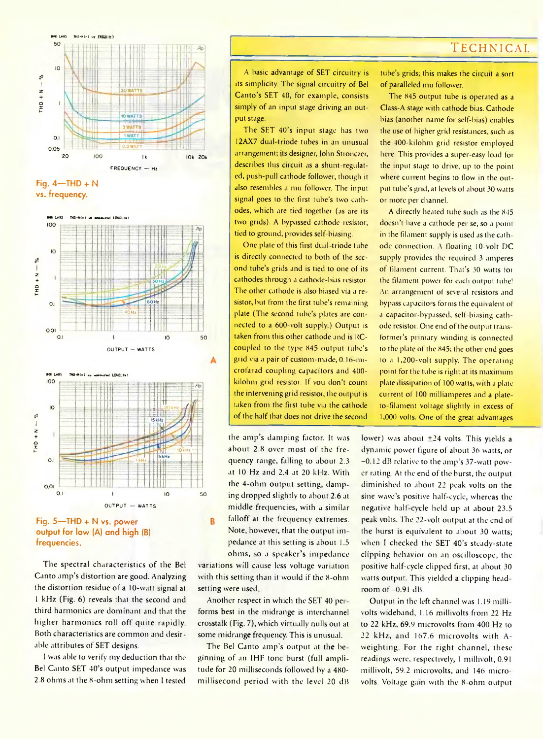Fig. 4—THD + N vs. frequency.

Fig. 5—THD + N vs. power output for low (A) and high (B) frequencies.

## TECHNICAL

A basic advantage of SET circuitry is its simplicity. The signal circuitry of Bel Canto's SET 40, for example, consists simply of an input stage driving an output stage.

The SET 40's input stage has two 12AX7 dual-triode tubes in an unusual arrangement; its designer, John Stronczer, describes this circuit as a shunt-regulated, push-pull cathode follower, though it also resembles a mu follower. The input signal goes to the first tube's two cathodes, which are tied together (as are its two grids). A bypassed cathode resistor, tied to ground, provides self-biasing.

One plate of this first dual-triode tube is directly connected to both of the second tube's grids and is tied to one of its cathodes through a cathode-bias resistor. The other cathode is also biased via a resistor, but from the first tube's remaining plate (The second tube's plates are connected to a 600-volt supply.) Output is taken from this other cathode and is RC-coupled to the type 845 output tube's grid via a pair of custom-made, 0.16-microfarad coupling capacitors and 400-kilohm grid resistor. If you don't count the intervening grid resistor, the output is taken from the first tube via the cathode of the half that does not drive the second tube's grids; this makes the circuit a sort of paralleled mu follower.

The 845 output tube is operated as a Class-A stage with cathode bias. Cathode bias (another name for self-bias) enables the use of higher grid resistances, such as the 400-kilohm grid resistor employed here. This provides a super-easy load for the input stage to drive, up to the point where current begins to flow in the output tube's grid, at levels of about 30 watts or more per channel.

A directly heated tube such as the 845 doesn't have a cathode per se, so a point in the filament supply is used as the cathode connection. A floating 10-volt DC supply provides the required 3 amperes of filament current. That's 30 watts for the filament power for each output tube! An arrangement of several resistors and bypass capacitors forms the equivalent of a capacitor-bypassed, self-biasing cathode resistor. One end of the output transformer's primary winding is connected to the plate of the 845; the other end goes to a 1,200-volt supply. The operating point for the tube is right at its maximum plate dissipation of 100 watts, with a plate current of 100 milliamperes and a plate-to-filament voltage slightly in excess of 1,000 volts. One of the great advantages

The spectral characteristics of the Bel Canto amp's distortion are good. Analyzing the distortion residue of a 10-watt signal at 1 kHz (Fig. 6) reveals that the second and third harmonics are dominant and that the higher harmonics roll off quite rapidly. Both characteristics are common and desirable attributes of SET designs.

I was able to verify my deduction that the Bel Canto SET 40's output impedance was 2.8 ohms at the 8-ohm setting when I tested the amp's damping factor. It was about 2.8 over most of the frequency range, falling to about 2.3 at 10 Hz and 2.4 at 20 kHz. With the 4-ohm output setting, damping dropped slightly to about 2.6 at middle frequencies, with a similar falloff at the frequency extremes. Note, however, that the output impedance at this setting is about 1.5 ohms, so a speaker's impedance variations will cause less voltage variation with this setting than it would if the 8-ohm setting were used.

Another respect in which the SET 40 performs best in the midrange is interchannel crosstalk (Fig. 7), which virtually nulls out at some midrange frequency. This is unusual.

The Bel Canto amp's output at the beginning of an IHF tone burst (full amplitude for 20 milliseconds followed by a 480-millisecond period with the level 20 dB lower) was about ±24 volts. This yields a dynamic power figure of about 36 watts, or –0.12 dB relative to the amp's 37-watt power rating. At the end of the burst, the output diminished to about 22 peak volts on the sine wave's positive half-cycle, whereas the negative half-cycle held up at about 23.5 peak volts. The 22-volt output at the end of the burst is equivalent to about 30 watts; when I checked the SET 40's steady-state clipping behavior on an oscilloscope, the positive half-cycle clipped first, at about 30 watts output. This yielded a clipping headroom of –0.91 dB.

Output in the left channel was 1.19 millivolts wideband, 1.16 millivolts from 22 Hz to 22 kHz, 69.9 microvolts from 400 Hz to 22 kHz, and 167.6 microvolts with A-weighting. For the right channel, these readings were, respectively, 1 millivolt, 0.91 millivolt, 59.2 microvolts, and 146 microvolts. Voltage gain with the 8-ohm output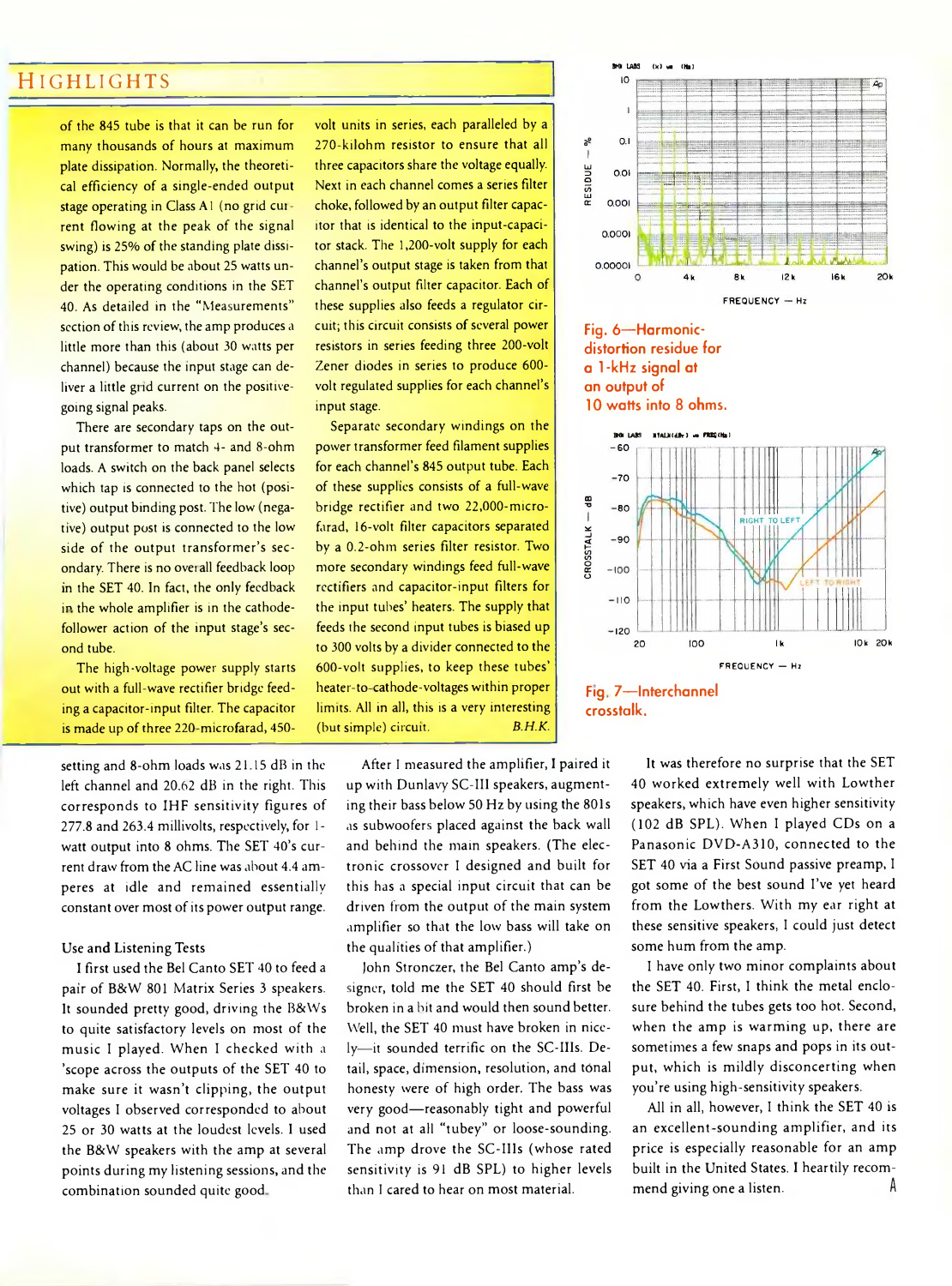## HIGHLIGHTS

of the 845 tube is that it can be run for many thousands of hours at maximum plate dissipation. Normally, the theoretical efficiency of a single-ended output stage operating in Class A1 (no grid current flowing at the peak of the signal swing) is 25% of the standing plate dissipation. This would be about 25 watts under the operating conditions in the SET 40. As detailed in the "Measurements" section of this review, the amp produces a little more than this (about 30 watts per channel) because the input stage can deliver a little grid current on the positive-going signal peaks.

There are secondary taps on the output transformer to match 4- and 8-ohm loads. A switch on the back panel selects which tap is connected to the hot (positive) output binding post. The low (negative) output post is connected to the low side of the output transformer's secondary. There is no overall feedback loop in the SET 40. In fact, the only feedback in the whole amplifier is in the cathode-follower action of the input stage's second tube.

The high-voltage power supply starts out with a full-wave rectifier bridge feeding a capacitor-input filter. The capacitor is made up of three 220-microfarad, 450-volt units in series, each paralleled by a 270-kilohm resistor to ensure that all three capacitors share the voltage equally. Next in each channel comes a series filter choke, followed by an output filter capacitor that is identical to the input-capacitor stack. The 1,200-volt supply for each channel's output stage is taken from that channel's output filter capacitor. Each of these supplies also feeds a regulator circuit; this circuit consists of several power resistors in series feeding three 200-volt Zener diodes in series to produce 600-volt regulated supplies for each channel's input stage.

Separate secondary windings on the power transformer feed filament supplies for each channel's 845 output tube. Each of these supplies consists of a full-wave bridge rectifier and two 22,000-microfarad, 16-volt filter capacitors separated by a 0.2-ohm series filter resistor. Two more secondary windings feed full-wave rectifiers and capacitor-input filters for the input tubes' heaters. The supply that feeds the second input tubes is biased up to 300 volts by a divider connected to the 600-volt supplies, to keep these tubes' heater-to-cathode-voltages within proper limits. All in all, this is a very interesting (but simple) circuit. *B.H.K.*

RESIDUE — %
10
1
0.1
0.01
0.001
0.0001
0.00001
0 4k 8k 12k 16k 20k
FREQUENCY — Hz

**Fig. 6—Harmonic-distortion residue for a 1-kHz signal at an output of 10 watts into 8 ohms.**

CROSSTALK — dB
-60
-70
-80
-90
-100
-110
-120
RIGHT TO LEFT
LEFT TO RIGHT
20 100 1k 10k 20k
FREQUENCY — Hz

**Fig. 7—Interchannel crosstalk.**

setting and 8-ohm loads was 21.15 dB in the left channel and 20.62 dB in the right. This corresponds to IHF sensitivity figures of 277.8 and 263.4 millivolts, respectively, for 1-watt output into 8 ohms. The SET 40's current draw from the AC line was about 4.4 amperes at idle and remained essentially constant over most of its power output range.

### Use and Listening Tests

I first used the Bel Canto SET 40 to feed a pair of B&W 801 Matrix Series 3 speakers. It sounded pretty good, driving the B&Ws to quite satisfactory levels on most of the music I played. When I checked with a 'scope across the outputs of the SET 40 to make sure it wasn't clipping, the output voltages I observed corresponded to about 25 or 30 watts at the loudest levels. I used the B&W speakers with the amp at several points during my listening sessions, and the combination sounded quite good.

After I measured the amplifier, I paired it up with Dunlavy SC-III speakers, augmenting their bass below 50 Hz by using the 801s as subwoofers placed against the back wall and behind the main speakers. (The electronic crossover I designed and built for this has a special input circuit that can be driven from the output of the main system amplifier so that the low bass will take on the qualities of that amplifier.)

John Stronczer, the Bel Canto amp's designer, told me the SET 40 should first be broken in a bit and would then sound better. Well, the SET 40 must have broken in nicely—it sounded terrific on the SC-IIIs. Detail, space, dimension, resolution, and tonal honesty were of high order. The bass was very good—reasonably tight and powerful and not at all "tubey" or loose-sounding. The amp drove the SC-IIIs (whose rated sensitivity is 91 dB SPL) to higher levels than I cared to hear on most material.

It was therefore no surprise that the SET 40 worked extremely well with Lowther speakers, which have even higher sensitivity (102 dB SPL). When I played CDs on a Panasonic DVD-A310, connected to the SET 40 via a First Sound passive preamp, I got some of the best sound I've yet heard from the Lowthers. With my ear right at these sensitive speakers, I could just detect some hum from the amp.

I have only two minor complaints about the SET 40. First, I think the metal enclosure behind the tubes gets too hot. Second, when the amp is warming up, there are sometimes a few snaps and pops in its output, which is mildly disconcerting when you're using high-sensitivity speakers.

All in all, however, I think the SET 40 is an excellent-sounding amplifier, and its price is especially reasonable for an amp built in the United States. I heartily recommend giving one a listen.